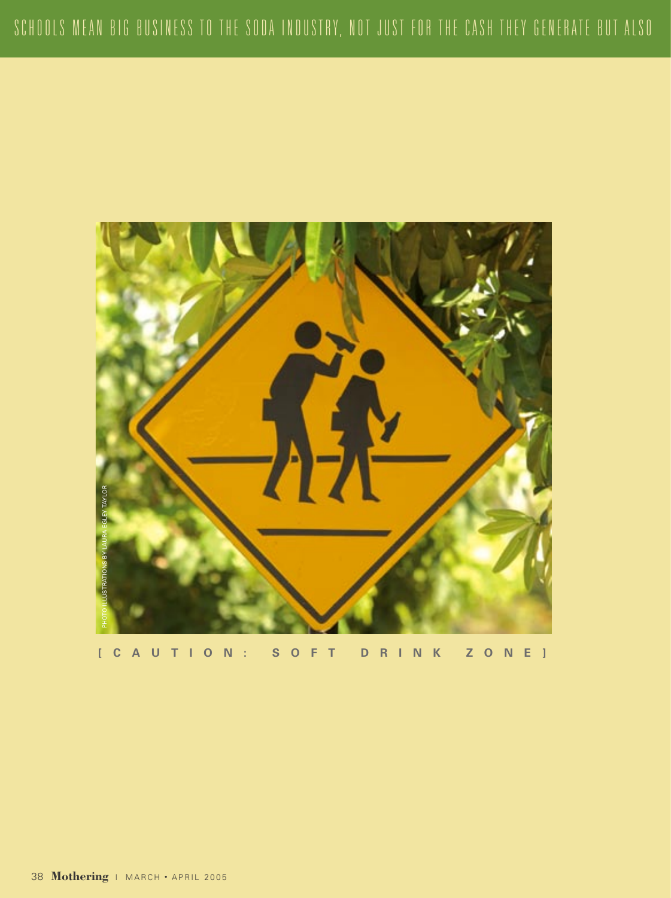SCHOOLS MEAN BIG BUSINESS TO THE SODA INDUSTRY, NOT JUST FOR THE CASH THEY GENERATE BUT ALSO

PHOTO ILLUSTRATIONS BY LAURA EGLEY TAYLOR

[ CAUTION: SOFT DRINK ZONE ]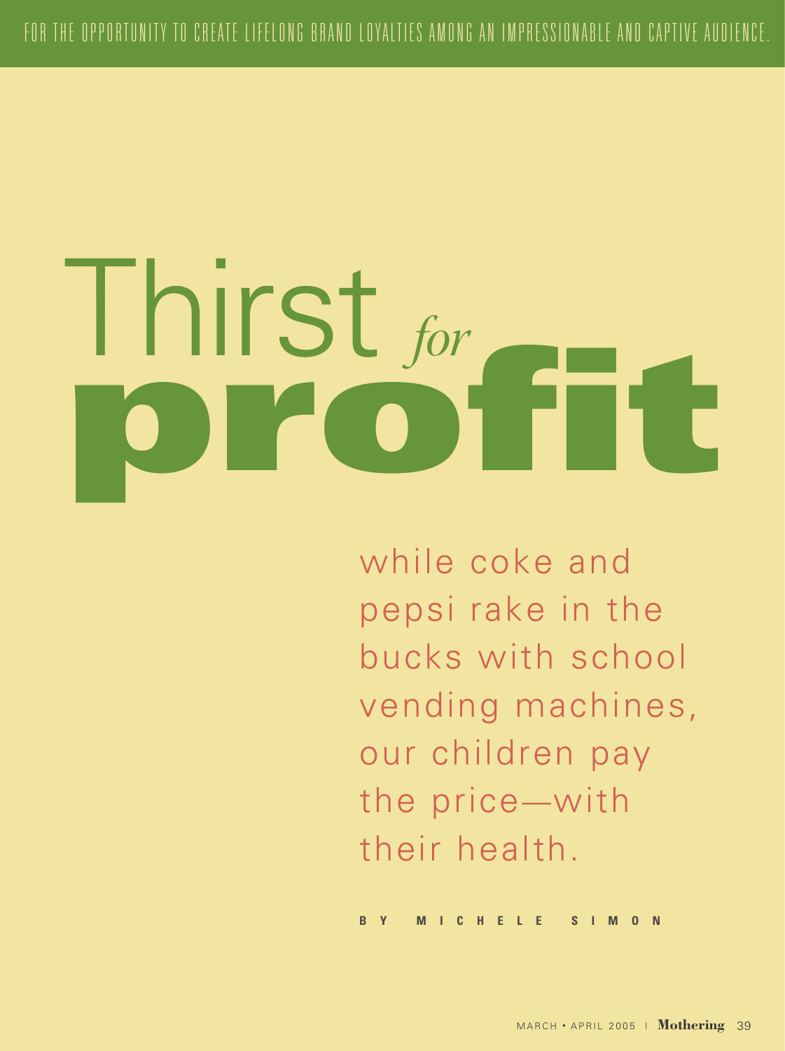FOR THE OPPORTUNITY TO CREATE LIFELONG BRAND LOYALTIES AMONG AN IMPRESSIONABLE AND CAPTIVE AUDIENCE.

# Thirst *for* profit

while coke and pepsi rake in the bucks with school vending machines, our children pay the price—with their health.

**BY MICHELE SIMON**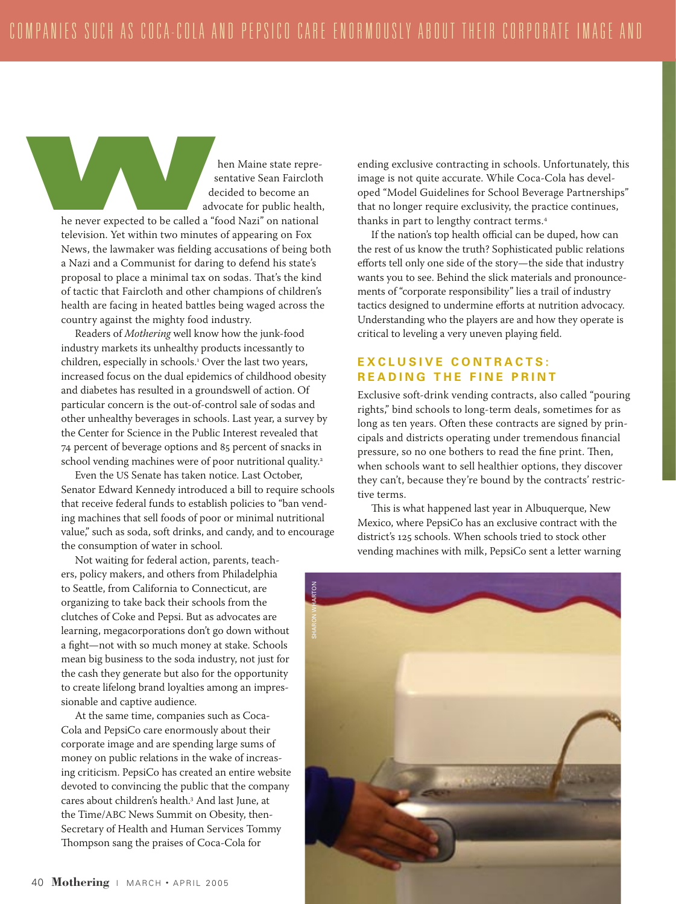When Maine state representative Sean Faircloth decided to become an advocate for public health, he never expected to be called a "food Nazi" on national television. Yet within two minutes of appearing on Fox News, the lawmaker was fielding accusations of being both a Nazi and a Communist for daring to defend his state's proposal to place a minimal tax on sodas. That's the kind of tactic that Faircloth and other champions of children's health are facing in heated battles being waged across the country against the mighty food industry.

Readers of *Mothering* well know how the junk-food industry markets its unhealthy products incessantly to children, especially in schools.[1] Over the last two years, increased focus on the dual epidemics of childhood obesity and diabetes has resulted in a groundswell of action. Of particular concern is the out-of-control sale of sodas and other unhealthy beverages in schools. Last year, a survey by the Center for Science in the Public Interest revealed that 74 percent of beverage options and 85 percent of snacks in school vending machines were of poor nutritional quality.[2]

Even the US Senate has taken notice. Last October, Senator Edward Kennedy introduced a bill to require schools that receive federal funds to establish policies to "ban vending machines that sell foods of poor or minimal nutritional value," such as soda, soft drinks, and candy, and to encourage the consumption of water in school.

Not waiting for federal action, parents, teachers, policy makers, and others from Philadelphia to Seattle, from California to Connecticut, are organizing to take back their schools from the clutches of Coke and Pepsi. But as advocates are learning, megacorporations don't go down without a fight—not with so much money at stake. Schools mean big business to the soda industry, not just for the cash they generate but also for the opportunity to create lifelong brand loyalties among an impressionable and captive audience.

At the same time, companies such as Coca-Cola and PepsiCo care enormously about their corporate image and are spending large sums of money on public relations in the wake of increasing criticism. PepsiCo has created an entire website devoted to convincing the public that the company cares about children's health.[3] And last June, at the Time/ABC News Summit on Obesity, then-Secretary of Health and Human Services Tommy Thompson sang the praises of Coca-Cola for ending exclusive contracting in schools. Unfortunately, this image is not quite accurate. While Coca-Cola has developed "Model Guidelines for School Beverage Partnerships" that no longer require exclusivity, the practice continues, thanks in part to lengthy contract terms.[4]

If the nation's top health official can be duped, how can the rest of us know the truth? Sophisticated public relations efforts tell only one side of the story—the side that industry wants you to see. Behind the slick materials and pronouncements of "corporate responsibility" lies a trail of industry tactics designed to undermine efforts at nutrition advocacy. Understanding who the players are and how they operate is critical to leveling a very uneven playing field.

## EXCLUSIVE CONTRACTS: READING THE FINE PRINT

Exclusive soft-drink vending contracts, also called "pouring rights," bind schools to long-term deals, sometimes for as long as ten years. Often these contracts are signed by principals and districts operating under tremendous financial pressure, so no one bothers to read the fine print. Then, when schools want to sell healthier options, they discover they can't, because they're bound by the contracts' restrictive terms.

This is what happened last year in Albuquerque, New Mexico, where PepsiCo has an exclusive contract with the district's 125 schools. When schools tried to stock other vending machines with milk, PepsiCo sent a letter warning

SHARON WHARTON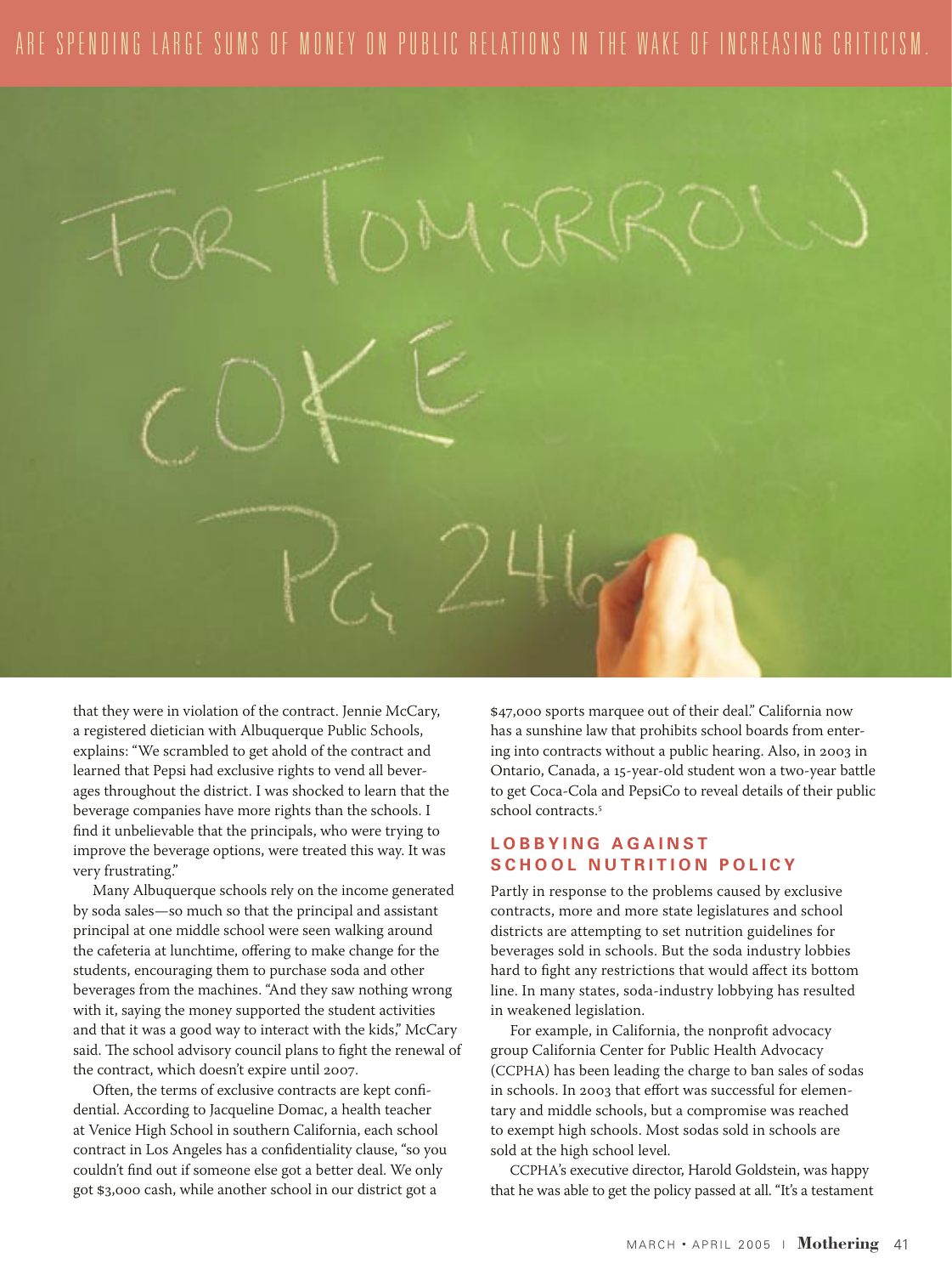ARE SPENDING LARGE SUMS OF MONEY ON PUBLIC RELATIONS IN THE WAKE OF INCREASING CRITICISM.

that they were in violation of the contract. Jennie McCary, a registered dietician with Albuquerque Public Schools, explains: "We scrambled to get ahold of the contract and learned that Pepsi had exclusive rights to vend all beverages throughout the district. I was shocked to learn that the beverage companies have more rights than the schools. I find it unbelievable that the principals, who were trying to improve the beverage options, were treated this way. It was very frustrating."

Many Albuquerque schools rely on the income generated by soda sales—so much so that the principal and assistant principal at one middle school were seen walking around the cafeteria at lunchtime, offering to make change for the students, encouraging them to purchase soda and other beverages from the machines. "And they saw nothing wrong with it, saying the money supported the student activities and that it was a good way to interact with the kids," McCary said. The school advisory council plans to fight the renewal of the contract, which doesn't expire until 2007.

Often, the terms of exclusive contracts are kept confidential. According to Jacqueline Domac, a health teacher at Venice High School in southern California, each school contract in Los Angeles has a confidentiality clause, "so you couldn't find out if someone else got a better deal. We only got $3,000 cash, while another school in our district got a $47,000 sports marquee out of their deal." California now has a sunshine law that prohibits school boards from entering into contracts without a public hearing. Also, in 2003 in Ontario, Canada, a 15-year-old student won a two-year battle to get Coca-Cola and PepsiCo to reveal details of their public school contracts.[5]

## LOBBYING AGAINST SCHOOL NUTRITION POLICY

Partly in response to the problems caused by exclusive contracts, more and more state legislatures and school districts are attempting to set nutrition guidelines for beverages sold in schools. But the soda industry lobbies hard to fight any restrictions that would affect its bottom line. In many states, soda-industry lobbying has resulted in weakened legislation.

For example, in California, the nonprofit advocacy group California Center for Public Health Advocacy (CCPHA) has been leading the charge to ban sales of sodas in schools. In 2003 that effort was successful for elementary and middle schools, but a compromise was reached to exempt high schools. Most sodas sold in schools are sold at the high school level.

CCPHA's executive director, Harold Goldstein, was happy that he was able to get the policy passed at all. "It's a testament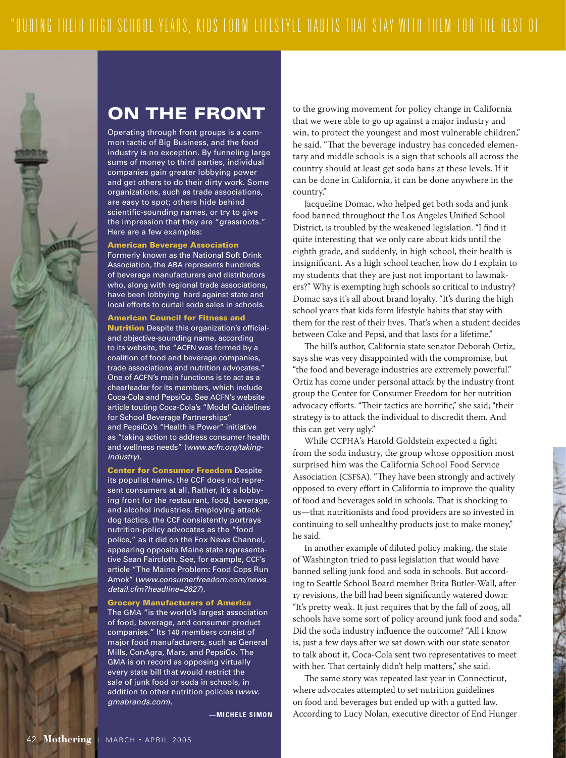"DURING THEIR HIGH SCHOOL YEARS, KIDS FORM LIFESTYLE HABITS THAT STAY WITH THEM FOR THE REST OF

## ON THE FRONT

Operating through front groups is a common tactic of Big Business, and the food industry is no exception. By funneling large sums of money to third parties, individual companies gain greater lobbying power and get others to do their dirty work. Some organizations, such as trade associations, are easy to spot; others hide behind scientific-sounding names, or try to give the impression that they are "grassroots." Here are a few examples:

**American Beverage Association**
Formerly known as the National Soft Drink Association, the ABA represents hundreds of beverage manufacturers and distributors who, along with regional trade associations, have been lobbying hard against state and local efforts to curtail soda sales in schools.

**American Council for Fitness and Nutrition** Despite this organization's official- and objective-sounding name, according to its website, the "ACFN was formed by a coalition of food and beverage companies, trade associations and nutrition advocates." One of ACFN's main functions is to act as a cheerleader for its members, which include Coca-Cola and PepsiCo. See ACFN's website article touting Coca-Cola's "Model Guidelines for School Beverage Partnerships" and PepsiCo's "Health Is Power" initiative as "taking action to address consumer health and wellness needs" (*www.acfn.org/taking-industry*).

**Center for Consumer Freedom** Despite its populist name, the CCF does not represent consumers at all. Rather, it's a lobbying front for the restaurant, food, beverage, and alcohol industries. Employing attack-dog tactics, the CCF consistently portrays nutrition-policy advocates as the "food police," as it did on the Fox News Channel, appearing opposite Maine state representative Sean Faircloth. See, for example, CCF's article "The Maine Problem: Food Cops Run Amok" (*www.consumerfreedom.com/news_detail.cfm?headline=2627*).

**Grocery Manufacturers of America**
The GMA "is the world's largest association of food, beverage, and consumer product companies." Its 140 members consist of major food manufacturers, such as General Mills, ConAgra, Mars, and PepsiCo. The GMA is on record as opposing virtually every state bill that would restrict the sale of junk food or soda in schools, in addition to other nutrition policies (*www.gmabrands.com*).

—MICHELE SIMON

to the growing movement for policy change in California that we were able to go up against a major industry and win, to protect the youngest and most vulnerable children," he said. "That the beverage industry has conceded elementary and middle schools is a sign that schools all across the country should at least get soda bans at these levels. If it can be done in California, it can be done anywhere in the country."

Jacqueline Domac, who helped get both soda and junk food banned throughout the Los Angeles Unified School District, is troubled by the weakened legislation. "I find it quite interesting that we only care about kids until the eighth grade, and suddenly, in high school, their health is insignificant. As a high school teacher, how do I explain to my students that they are just not important to lawmakers?" Why is exempting high schools so critical to industry? Domac says it's all about brand loyalty. "It's during the high school years that kids form lifestyle habits that stay with them for the rest of their lives. That's when a student decides between Coke and Pepsi, and that lasts for a lifetime."

The bill's author, California state senator Deborah Ortiz, says she was very disappointed with the compromise, but "the food and beverage industries are extremely powerful." Ortiz has come under personal attack by the industry front group the Center for Consumer Freedom for her nutrition advocacy efforts. "Their tactics are horrific," she said; "their strategy is to attack the individual to discredit them. And this can get very ugly."

While CCPHA's Harold Goldstein expected a fight from the soda industry, the group whose opposition most surprised him was the California School Food Service Association (CSFSA). "They have been strongly and actively opposed to every effort in California to improve the quality of food and beverages sold in schools. That is shocking to us—that nutritionists and food providers are so invested in continuing to sell unhealthy products just to make money," he said.

In another example of diluted policy making, the state of Washington tried to pass legislation that would have banned selling junk food and soda in schools. But according to Seattle School Board member Brita Butler-Wall, after 17 revisions, the bill had been significantly watered down: "It's pretty weak. It just requires that by the fall of 2005, all schools have some sort of policy around junk food and soda." Did the soda industry influence the outcome? "All I know is, just a few days after we sat down with our state senator to talk about it, Coca-Cola sent two representatives to meet with her. That certainly didn't help matters," she said.

The same story was repeated last year in Connecticut, where advocates attempted to set nutrition guidelines on food and beverages but ended up with a gutted law. According to Lucy Nolan, executive director of End Hunger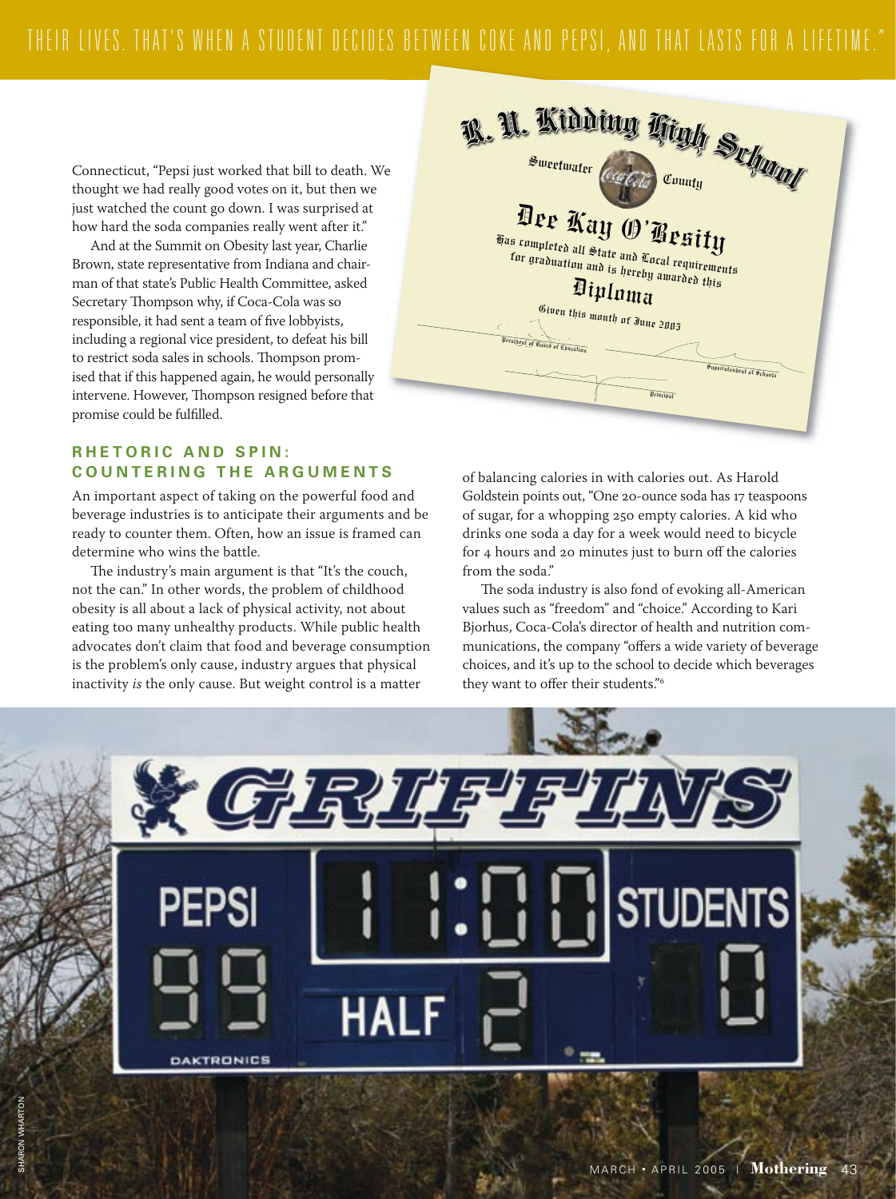THEIR LIVES. THAT'S WHEN A STUDENT DECIDES BETWEEN COKE AND PEPSI, AND THAT LASTS FOR A LIFETIME."

Connecticut, "Pepsi just worked that bill to death. We thought we had really good votes on it, but then we just watched the count go down. I was surprised at how hard the soda companies really went after it."

And at the Summit on Obesity last year, Charlie Brown, state representative from Indiana and chairman of that state's Public Health Committee, asked Secretary Thompson why, if Coca-Cola was so responsible, it had sent a team of five lobbyists, including a regional vice president, to defeat his bill to restrict soda sales in schools. Thompson promised that if this happened again, he would personally intervene. However, Thompson resigned before that promise could be fulfilled.

## RHETORIC AND SPIN: COUNTERING THE ARGUMENTS

An important aspect of taking on the powerful food and beverage industries is to anticipate their arguments and be ready to counter them. Often, how an issue is framed can determine who wins the battle.

The industry's main argument is that "It's the couch, not the can." In other words, the problem of childhood obesity is all about a lack of physical activity, not about eating too many unhealthy products. While public health advocates don't claim that food and beverage consumption is the problem's only cause, industry argues that physical inactivity *is* the only cause. But weight control is a matter of balancing calories in with calories out. As Harold Goldstein points out, "One 20-ounce soda has 17 teaspoons of sugar, for a whopping 250 empty calories. A kid who drinks one soda a day for a week would need to bicycle for 4 hours and 20 minutes just to burn off the calories from the soda."

The soda industry is also fond of evoking all-American values such as "freedom" and "choice." According to Kari Bjorhus, Coca-Cola's director of health and nutrition communications, the company "offers a wide variety of beverage choices, and it's up to the school to decide which beverages they want to offer their students."[6]

SHARON WHARTON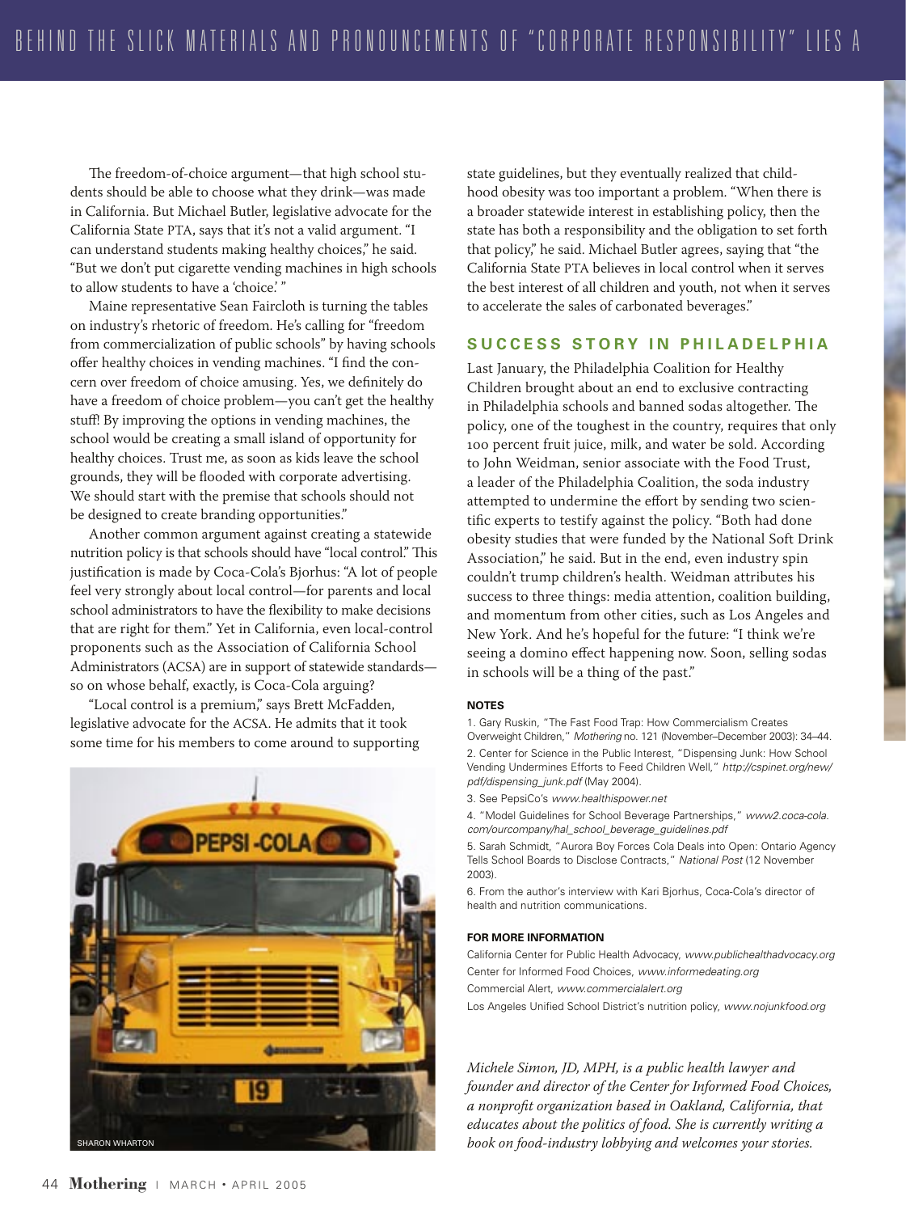The freedom-of-choice argument—that high school students should be able to choose what they drink—was made in California. But Michael Butler, legislative advocate for the California State PTA, says that it's not a valid argument. "I can understand students making healthy choices," he said. "But we don't put cigarette vending machines in high schools to allow students to have a 'choice.' "

Maine representative Sean Faircloth is turning the tables on industry's rhetoric of freedom. He's calling for "freedom from commercialization of public schools" by having schools offer healthy choices in vending machines. "I find the concern over freedom of choice amusing. Yes, we definitely do have a freedom of choice problem—you can't get the healthy stuff! By improving the options in vending machines, the school would be creating a small island of opportunity for healthy choices. Trust me, as soon as kids leave the school grounds, they will be flooded with corporate advertising. We should start with the premise that schools should not be designed to create branding opportunities."

Another common argument against creating a statewide nutrition policy is that schools should have "local control." This justification is made by Coca-Cola's Bjorhus: "A lot of people feel very strongly about local control—for parents and local school administrators to have the flexibility to make decisions that are right for them." Yet in California, even local-control proponents such as the Association of California School Administrators (ACSA) are in support of statewide standards—so on whose behalf, exactly, is Coca-Cola arguing?

"Local control is a premium," says Brett McFadden, legislative advocate for the ACSA. He admits that it took some time for his members to come around to supporting state guidelines, but they eventually realized that childhood obesity was too important a problem. "When there is a broader statewide interest in establishing policy, then the state has both a responsibility and the obligation to set forth that policy," he said. Michael Butler agrees, saying that "the California State PTA believes in local control when it serves the best interest of all children and youth, not when it serves to accelerate the sales of carbonated beverages."

SHARON WHARTON

## SUCCESS STORY IN PHILADELPHIA

Last January, the Philadelphia Coalition for Healthy Children brought about an end to exclusive contracting in Philadelphia schools and banned sodas altogether. The policy, one of the toughest in the country, requires that only 100 percent fruit juice, milk, and water be sold. According to John Weidman, senior associate with the Food Trust, a leader of the Philadelphia Coalition, the soda industry attempted to undermine the effort by sending two scientific experts to testify against the policy. "Both had done obesity studies that were funded by the National Soft Drink Association," he said. But in the end, even industry spin couldn't trump children's health. Weidman attributes his success to three things: media attention, coalition building, and momentum from other cities, such as Los Angeles and New York. And he's hopeful for the future: "I think we're seeing a domino effect happening now. Soon, selling sodas in schools will be a thing of the past."

#### NOTES

1. Gary Ruskin, "The Fast Food Trap: How Commercialism Creates Overweight Children," *Mothering* no. 121 (November–December 2003): 34–44.
2. Center for Science in the Public Interest, "Dispensing Junk: How School Vending Undermines Efforts to Feed Children Well," *http://cspinet.org/new/pdf/dispensing_junk.pdf* (May 2004).
3. See PepsiCo's *www.healthispower.net*
4. "Model Guidelines for School Beverage Partnerships," *www2.coca-cola.com/ourcompany/hal_school_beverage_guidelines.pdf*
5. Sarah Schmidt, "Aurora Boy Forces Cola Deals into Open: Ontario Agency Tells School Boards to Disclose Contracts," *National Post* (12 November 2003).
6. From the author's interview with Kari Bjorhus, Coca-Cola's director of health and nutrition communications.

#### FOR MORE INFORMATION

California Center for Public Health Advocacy, *www.publichealthadvocacy.org*
Center for Informed Food Choices, *www.informedeating.org*
Commercial Alert, *www.commercialalert.org*
Los Angeles Unified School District's nutrition policy, *www.nojunkfood.org*

*Michele Simon, JD, MPH, is a public health lawyer and founder and director of the Center for Informed Food Choices, a nonprofit organization based in Oakland, California, that educates about the politics of food. She is currently writing a book on food-industry lobbying and welcomes your stories.*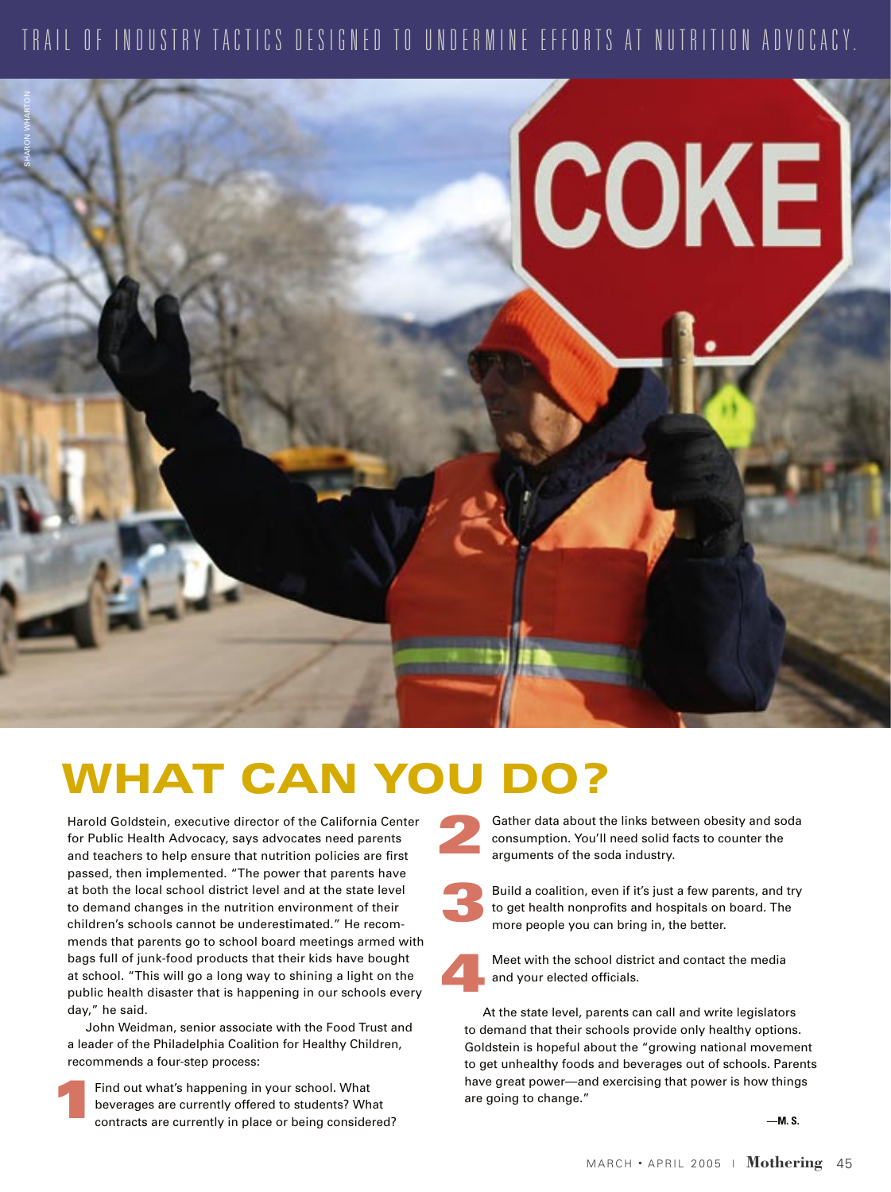TRAIL OF INDUSTRY TACTICS DESIGNED TO UNDERMINE EFFORTS AT NUTRITION ADVOCACY.

SHARON WHARTON

# WHAT CAN YOU DO?

Harold Goldstein, executive director of the California Center for Public Health Advocacy, says advocates need parents and teachers to help ensure that nutrition policies are first passed, then implemented. "The power that parents have at both the local school district level and at the state level to demand changes in the nutrition environment of their children's schools cannot be underestimated." He recommends that parents go to school board meetings armed with bags full of junk-food products that their kids have bought at school. "This will go a long way to shining a light on the public health disaster that is happening in our schools every day," he said.

John Weidman, senior associate with the Food Trust and a leader of the Philadelphia Coalition for Healthy Children, recommends a four-step process:

1. Find out what's happening in your school. What beverages are currently offered to students? What contracts are currently in place or being considered?

2. Gather data about the links between obesity and soda consumption. You'll need solid facts to counter the arguments of the soda industry.

3. Build a coalition, even if it's just a few parents, and try to get health nonprofits and hospitals on board. The more people you can bring in, the better.

4. Meet with the school district and contact the media and your elected officials.

At the state level, parents can call and write legislators to demand that their schools provide only healthy options. Goldstein is hopeful about the "growing national movement to get unhealthy foods and beverages out of schools. Parents have great power—and exercising that power is how things are going to change."

—M. S.